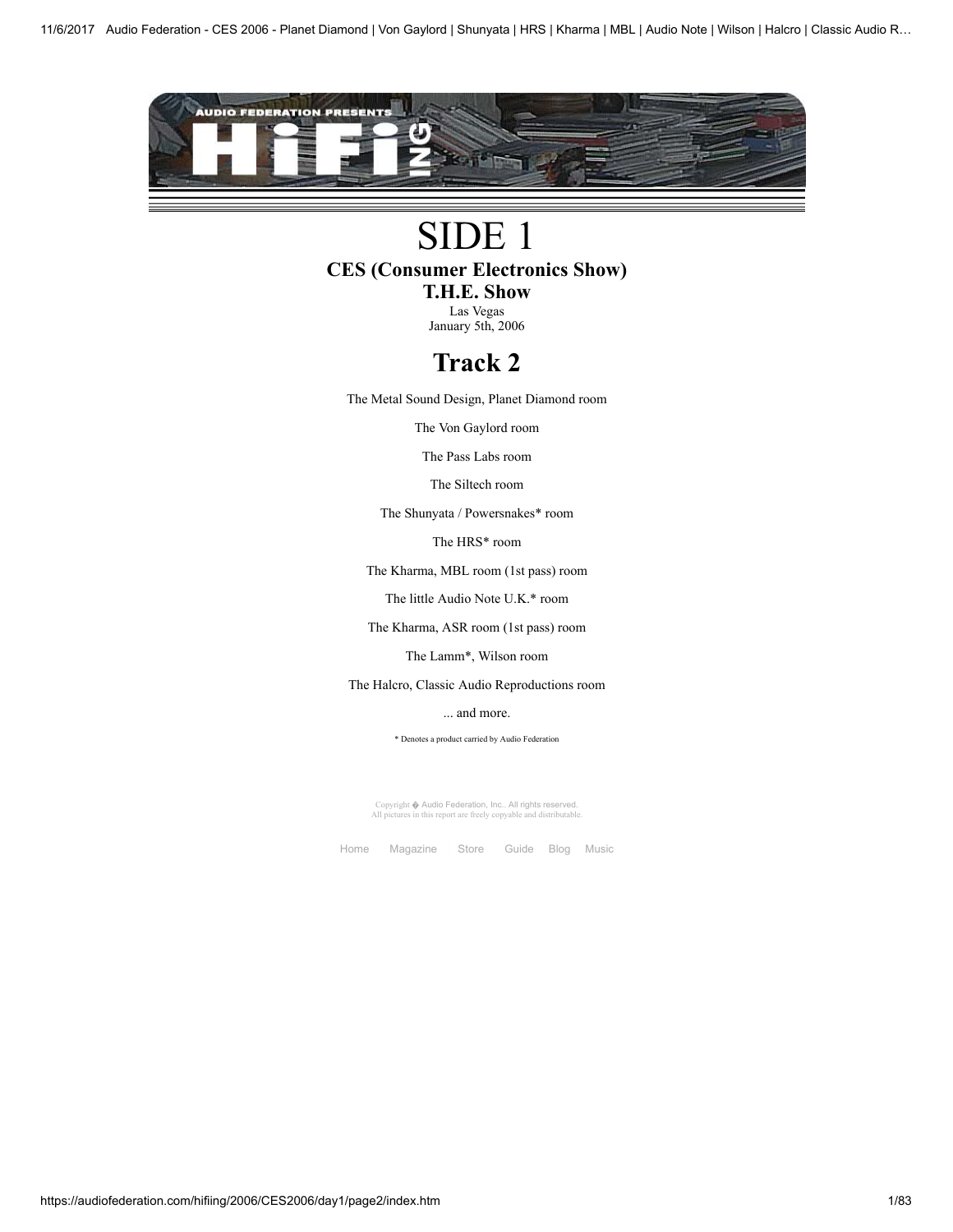# SIDE 1

## CES (Consumer Electronics Show)

## T.H.E. Show

Las Vegas
January 5th, 2006

## Track 2

The Metal Sound Design, Planet Diamond room

The Von Gaylord room

The Pass Labs room

The Siltech room

The Shunyata / Powersnakes* room

The HRS* room

The Kharma, MBL room (1st pass) room

The little Audio Note U.K.* room

The Kharma, ASR room (1st pass) room

The Lamm*, Wilson room

The Halcro, Classic Audio Reproductions room

... and more.

* Denotes a product carried by Audio Federation

Copyright � Audio Federation, Inc.. All rights reserved.
All pictures in this report are freely copyable and distributable.

Home Magazine Store Guide Blog Music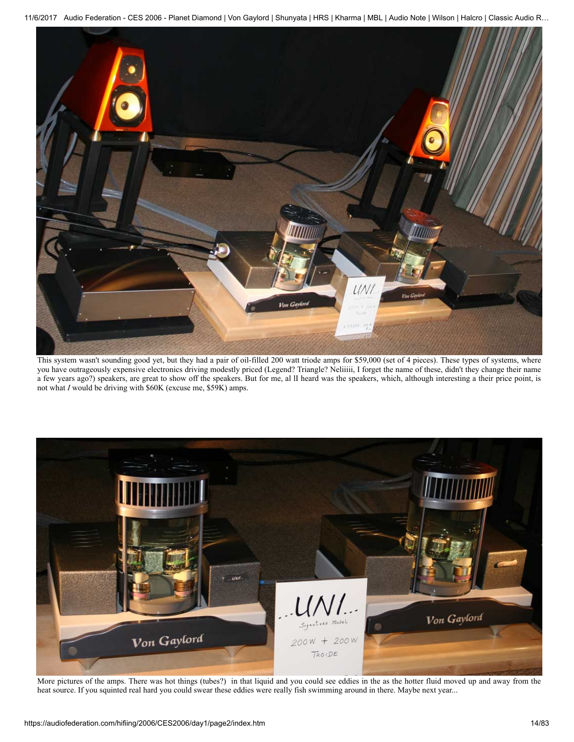This system wasn't sounding good yet, but they had a pair of oil-filled 200 watt triode amps for $59,000 (set of 4 pieces). These types of systems, where you have outrageously expensive electronics driving modestly priced (Legend? Triangle? Neliiiii, I forget the name of these, didn't they change their name a few years ago?) speakers, are great to show off the speakers. But for me, al lI heard was the speakers, which, although interesting a their price point, is not what *I* would be driving with $60K (excuse me, $59K) amps.

More pictures of the amps. There was hot things (tubes?) in that liquid and you could see eddies in the as the hotter fluid moved up and away from the heat source. If you squinted real hard you could swear these eddies were really fish swimming around in there. Maybe next year...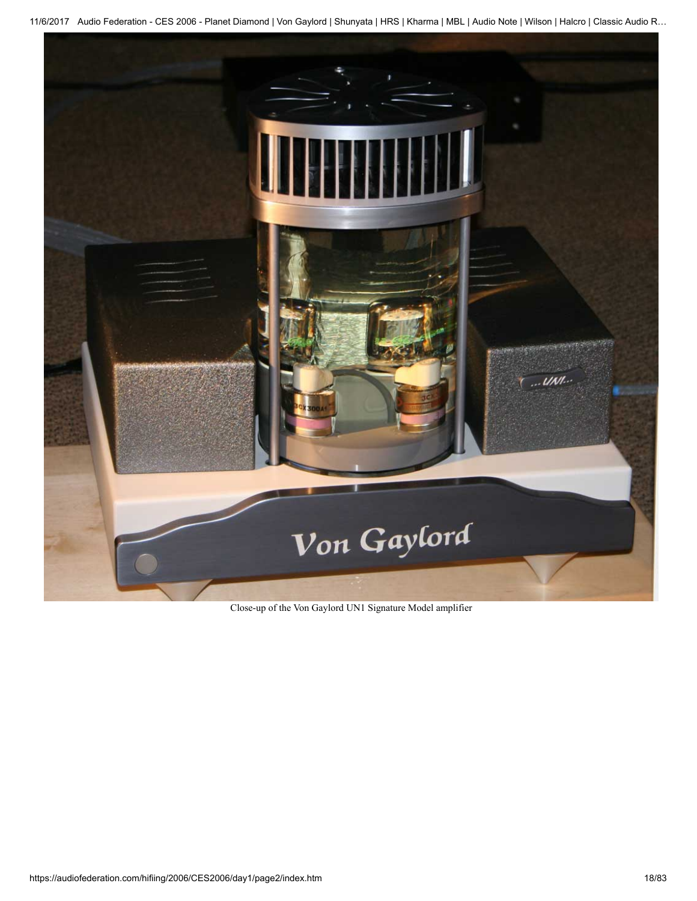Close-up of the Von Gaylord UN1 Signature Model amplifier